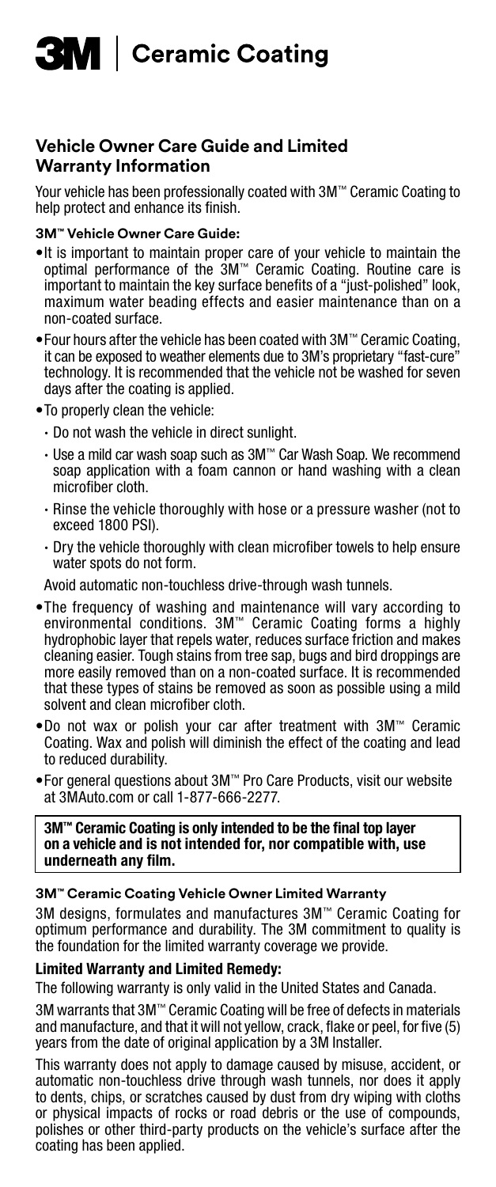# 3M | Ceramic Coating

## Vehicle Owner Care Guide and Limited Warranty Information

Your vehicle has been professionally coated with 3M™ Ceramic Coating to help protect and enhance its finish.

### 3M™ Vehicle Owner Care Guide:

- It is important to maintain proper care of your vehicle to maintain the optimal performance of the 3M™ Ceramic Coating. Routine care is important to maintain the key surface benefits of a "just-polished" look, maximum water beading effects and easier maintenance than on a non-coated surface.
- Four hours after the vehicle has been coated with 3M™ Ceramic Coating, it can be exposed to weather elements due to 3M's proprietary "fast-cure" technology. It is recommended that the vehicle not be washed for seven days after the coating is applied.
- To properly clean the vehicle:
  - Do not wash the vehicle in direct sunlight.
  - Use a mild car wash soap such as 3M™ Car Wash Soap. We recommend soap application with a foam cannon or hand washing with a clean microfiber cloth.
  - Rinse the vehicle thoroughly with hose or a pressure washer (not to exceed 1800 PSI).
  - Dry the vehicle thoroughly with clean microfiber towels to help ensure water spots do not form.

  Avoid automatic non-touchless drive-through wash tunnels.
- The frequency of washing and maintenance will vary according to environmental conditions. 3M™ Ceramic Coating forms a highly hydrophobic layer that repels water, reduces surface friction and makes cleaning easier. Tough stains from tree sap, bugs and bird droppings are more easily removed than on a non-coated surface. It is recommended that these types of stains be removed as soon as possible using a mild solvent and clean microfiber cloth.
- Do not wax or polish your car after treatment with 3M™ Ceramic Coating. Wax and polish will diminish the effect of the coating and lead to reduced durability.
- For general questions about 3M™ Pro Care Products, visit our website at 3MAuto.com or call 1-877-666-2277.

**3M™ Ceramic Coating is only intended to be the final top layer on a vehicle and is not intended for, nor compatible with, use underneath any film.**

### 3M™ Ceramic Coating Vehicle Owner Limited Warranty

3M designs, formulates and manufactures 3M™ Ceramic Coating for optimum performance and durability. The 3M commitment to quality is the foundation for the limited warranty coverage we provide.

#### Limited Warranty and Limited Remedy:

The following warranty is only valid in the United States and Canada.

3M warrants that 3M™ Ceramic Coating will be free of defects in materials and manufacture, and that it will not yellow, crack, flake or peel, for five (5) years from the date of original application by a 3M Installer.

This warranty does not apply to damage caused by misuse, accident, or automatic non-touchless drive through wash tunnels, nor does it apply to dents, chips, or scratches caused by dust from dry wiping with cloths or physical impacts of rocks or road debris or the use of compounds, polishes or other third-party products on the vehicle's surface after the coating has been applied.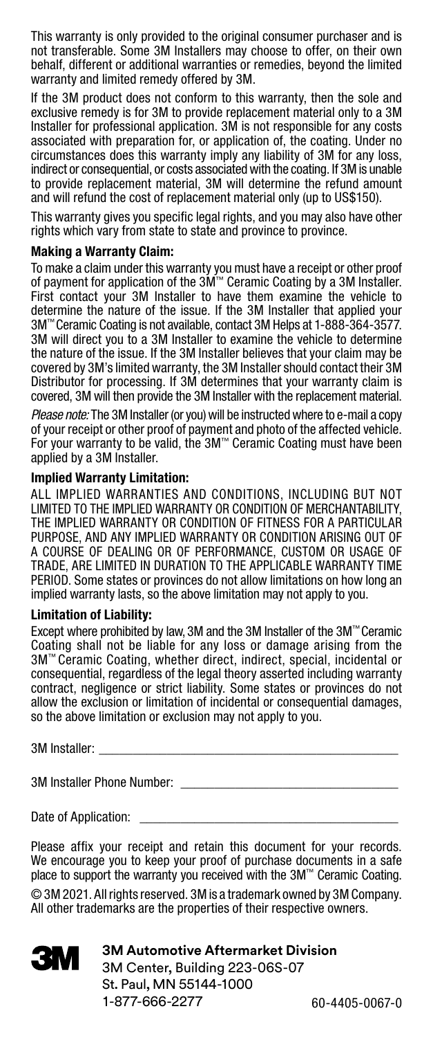This warranty is only provided to the original consumer purchaser and is not transferable. Some 3M Installers may choose to offer, on their own behalf, different or additional warranties or remedies, beyond the limited warranty and limited remedy offered by 3M.

If the 3M product does not conform to this warranty, then the sole and exclusive remedy is for 3M to provide replacement material only to a 3M Installer for professional application. 3M is not responsible for any costs associated with preparation for, or application of, the coating. Under no circumstances does this warranty imply any liability of 3M for any loss, indirect or consequential, or costs associated with the coating. If 3M is unable to provide replacement material, 3M will determine the refund amount and will refund the cost of replacement material only (up to US$150).

This warranty gives you specific legal rights, and you may also have other rights which vary from state to state and province to province.

**Making a Warranty Claim:**

To make a claim under this warranty you must have a receipt or other proof of payment for application of the 3M™ Ceramic Coating by a 3M Installer. First contact your 3M Installer to have them examine the vehicle to determine the nature of the issue. If the 3M Installer that applied your 3M™ Ceramic Coating is not available, contact 3M Helps at 1-888-364-3577. 3M will direct you to a 3M Installer to examine the vehicle to determine the nature of the issue. If the 3M Installer believes that your claim may be covered by 3M's limited warranty, the 3M Installer should contact their 3M Distributor for processing. If 3M determines that your warranty claim is covered, 3M will then provide the 3M Installer with the replacement material.

*Please note:* The 3M Installer (or you) will be instructed where to e-mail a copy of your receipt or other proof of payment and photo of the affected vehicle. For your warranty to be valid, the 3M™ Ceramic Coating must have been applied by a 3M Installer.

**Implied Warranty Limitation:**

ALL IMPLIED WARRANTIES AND CONDITIONS, INCLUDING BUT NOT LIMITED TO THE IMPLIED WARRANTY OR CONDITION OF MERCHANTABILITY, THE IMPLIED WARRANTY OR CONDITION OF FITNESS FOR A PARTICULAR PURPOSE, AND ANY IMPLIED WARRANTY OR CONDITION ARISING OUT OF A COURSE OF DEALING OR OF PERFORMANCE, CUSTOM OR USAGE OF TRADE, ARE LIMITED IN DURATION TO THE APPLICABLE WARRANTY TIME PERIOD. Some states or provinces do not allow limitations on how long an implied warranty lasts, so the above limitation may not apply to you.

**Limitation of Liability:**

Except where prohibited by law, 3M and the 3M Installer of the 3M™ Ceramic Coating shall not be liable for any loss or damage arising from the 3M™ Ceramic Coating, whether direct, indirect, special, incidental or consequential, regardless of the legal theory asserted including warranty contract, negligence or strict liability. Some states or provinces do not allow the exclusion or limitation of incidental or consequential damages, so the above limitation or exclusion may not apply to you.

3M Installer: ____________________________________________

3M Installer Phone Number: ______________________________

Date of Application: ______________________________________

Please affix your receipt and retain this document for your records. We encourage you to keep your proof of purchase documents in a safe place to support the warranty you received with the 3M™ Ceramic Coating.

© 3M 2021. All rights reserved. 3M is a trademark owned by 3M Company. All other trademarks are the properties of their respective owners.

3M

**3M Automotive Aftermarket Division**
3M Center, Building 223-06S-07
St. Paul, MN 55144-1000
1-877-666-2277

60-4405-0067-0